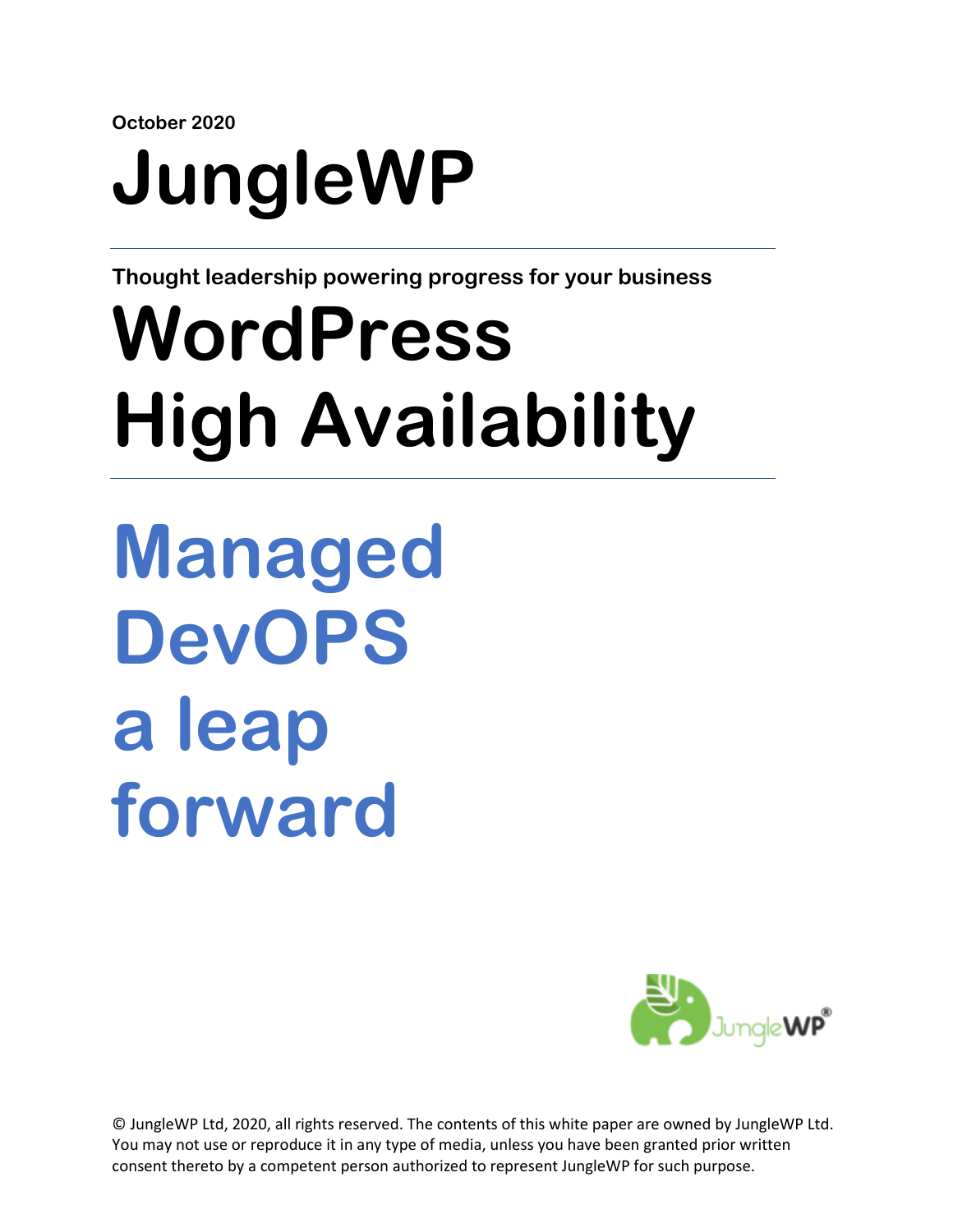**October 2020**

# JungleWP

---

**Thought leadership powering progress for your business**

# WordPress High Availability

---

# Managed DevOPS a leap forward

© JungleWP Ltd, 2020, all rights reserved. The contents of this white paper are owned by JungleWP Ltd. You may not use or reproduce it in any type of media, unless you have been granted prior written consent thereto by a competent person authorized to represent JungleWP for such purpose.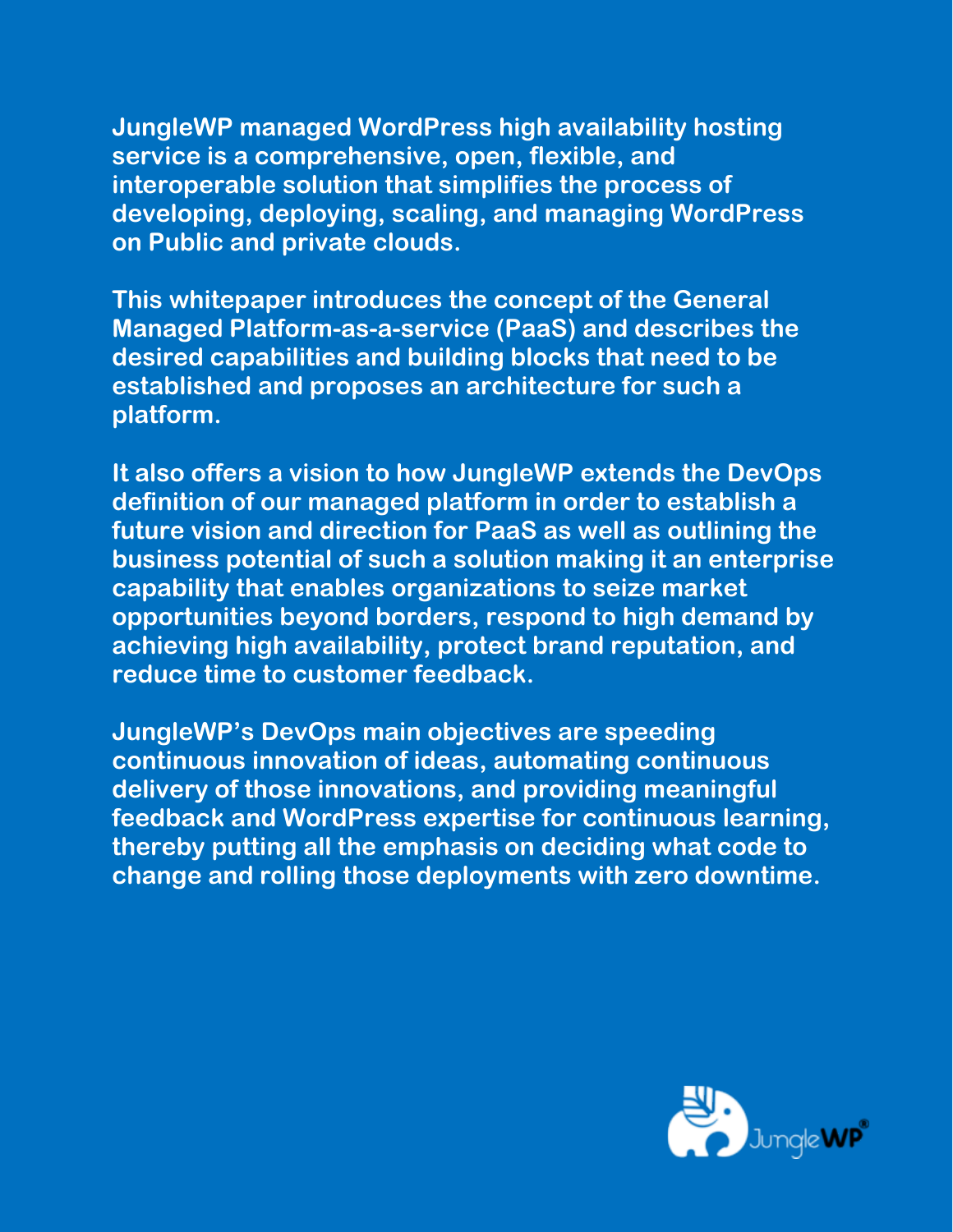**JungleWP managed WordPress high availability hosting service is a comprehensive, open, flexible, and interoperable solution that simplifies the process of developing, deploying, scaling, and managing WordPress on Public and private clouds.**

**This whitepaper introduces the concept of the General Managed Platform-as-a-service (PaaS) and describes the desired capabilities and building blocks that need to be established and proposes an architecture for such a platform.**

**It also offers a vision to how JungleWP extends the DevOps definition of our managed platform in order to establish a future vision and direction for PaaS as well as outlining the business potential of such a solution making it an enterprise capability that enables organizations to seize market opportunities beyond borders, respond to high demand by achieving high availability, protect brand reputation, and reduce time to customer feedback.**

**JungleWP's DevOps main objectives are speeding continuous innovation of ideas, automating continuous delivery of those innovations, and providing meaningful feedback and WordPress expertise for continuous learning, thereby putting all the emphasis on deciding what code to change and rolling those deployments with zero downtime.**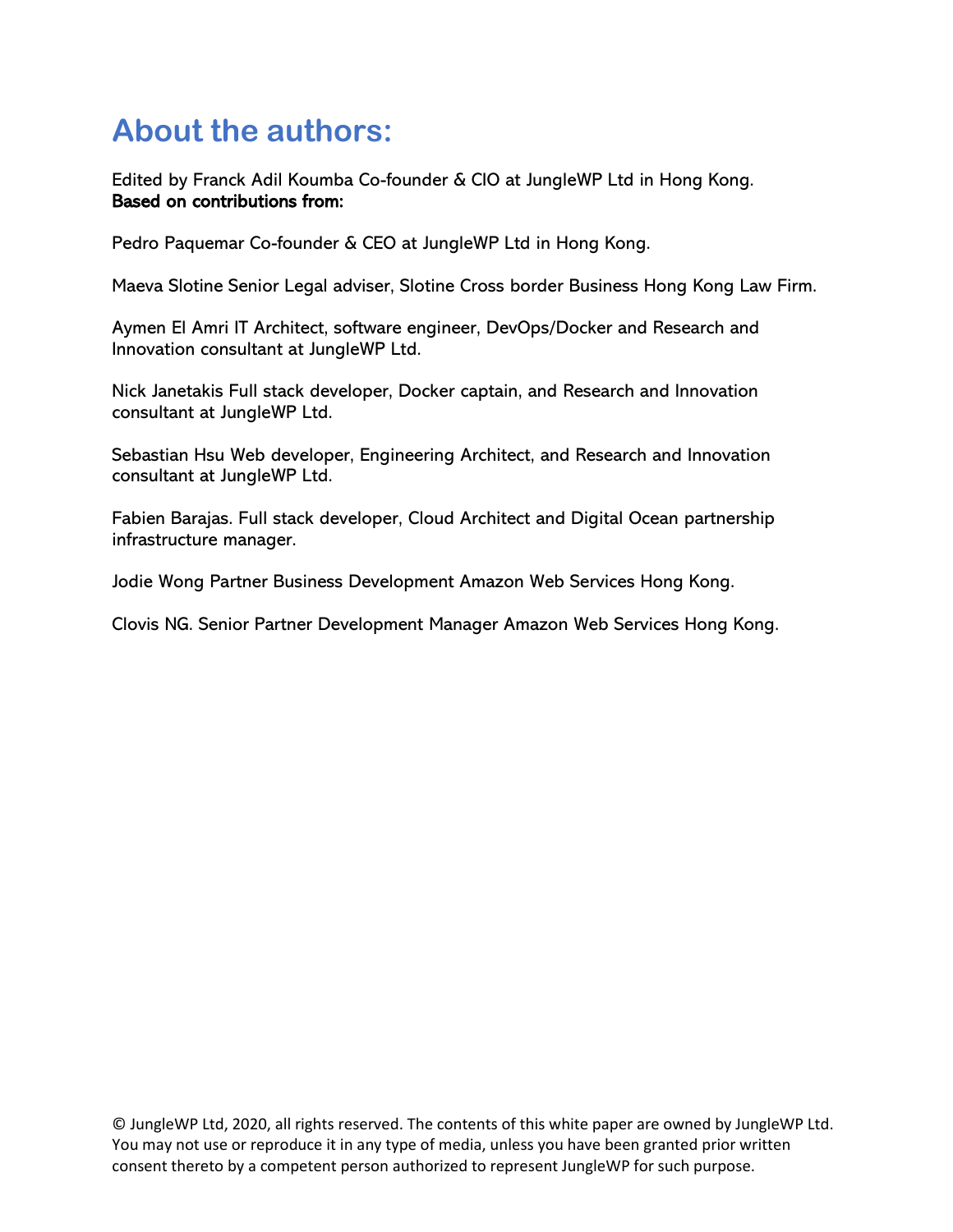# About the authors:

Edited by Franck Adil Koumba Co-founder & CIO at JungleWP Ltd in Hong Kong.
**Based on contributions from:**

Pedro Paquemar Co-founder & CEO at JungleWP Ltd in Hong Kong.

Maeva Slotine Senior Legal adviser, Slotine Cross border Business Hong Kong Law Firm.

Aymen El Amri IT Architect, software engineer, DevOps/Docker and Research and Innovation consultant at JungleWP Ltd.

Nick Janetakis Full stack developer, Docker captain, and Research and Innovation consultant at JungleWP Ltd.

Sebastian Hsu Web developer, Engineering Architect, and Research and Innovation consultant at JungleWP Ltd.

Fabien Barajas. Full stack developer, Cloud Architect and Digital Ocean partnership infrastructure manager.

Jodie Wong Partner Business Development Amazon Web Services Hong Kong.

Clovis NG. Senior Partner Development Manager Amazon Web Services Hong Kong.

© JungleWP Ltd, 2020, all rights reserved. The contents of this white paper are owned by JungleWP Ltd. You may not use or reproduce it in any type of media, unless you have been granted prior written consent thereto by a competent person authorized to represent JungleWP for such purpose.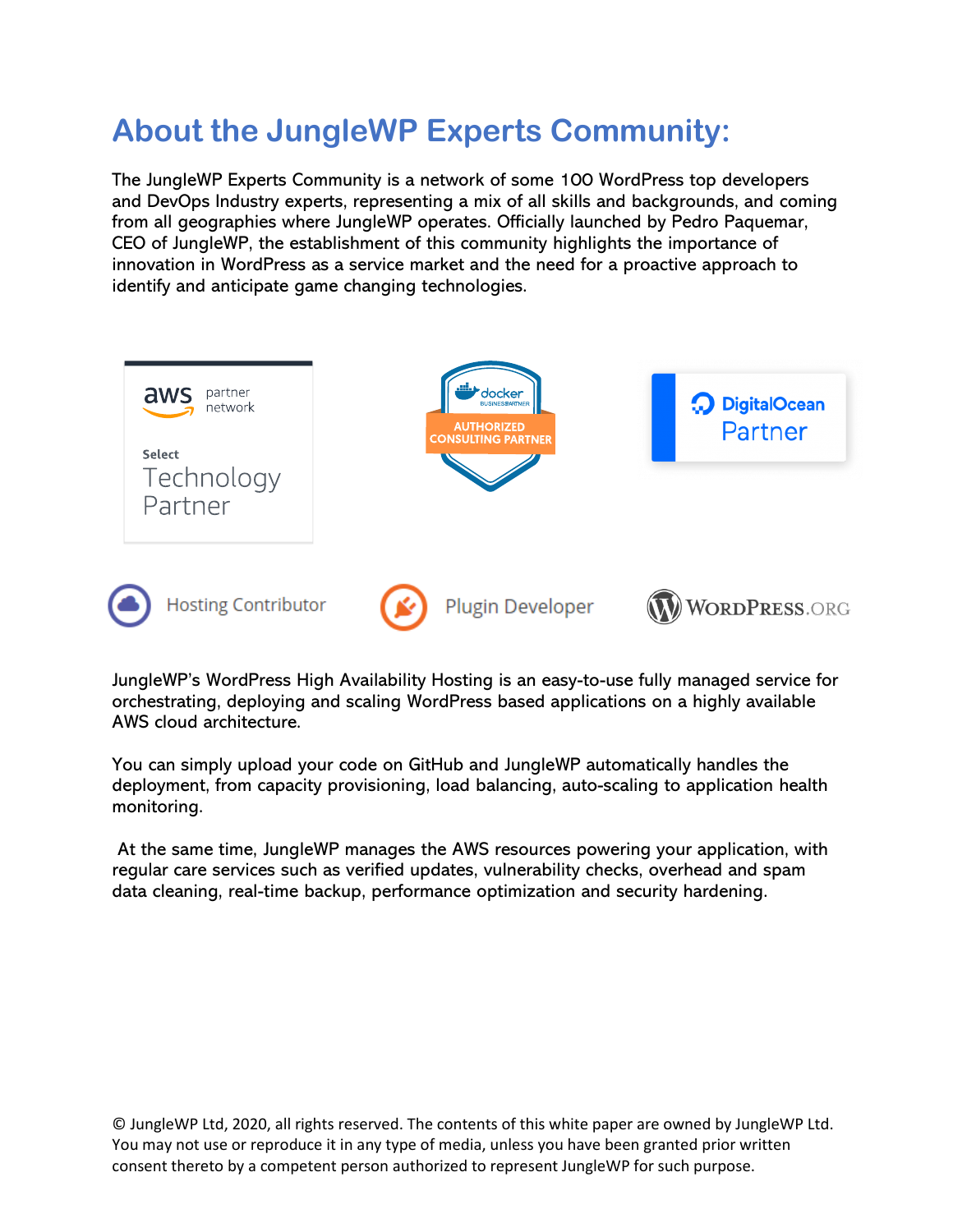# About the JungleWP Experts Community:

The JungleWP Experts Community is a network of some 100 WordPress top developers and DevOps Industry experts, representing a mix of all skills and backgrounds, and coming from all geographies where JungleWP operates. Officially launched by Pedro Paquemar, CEO of JungleWP, the establishment of this community highlights the importance of innovation in WordPress as a service market and the need for a proactive approach to identify and anticipate game changing technologies.

aws partner network

Select Technology Partner

docker BUSINESS PARTNER AUTHORIZED CONSULTING PARTNER

DigitalOcean Partner

Hosting Contributor

Plugin Developer

WordPress.org

JungleWP's WordPress High Availability Hosting is an easy-to-use fully managed service for orchestrating, deploying and scaling WordPress based applications on a highly available AWS cloud architecture.

You can simply upload your code on GitHub and JungleWP automatically handles the deployment, from capacity provisioning, load balancing, auto-scaling to application health monitoring.

At the same time, JungleWP manages the AWS resources powering your application, with regular care services such as verified updates, vulnerability checks, overhead and spam data cleaning, real-time backup, performance optimization and security hardening.

© JungleWP Ltd, 2020, all rights reserved. The contents of this white paper are owned by JungleWP Ltd. You may not use or reproduce it in any type of media, unless you have been granted prior written consent thereto by a competent person authorized to represent JungleWP for such purpose.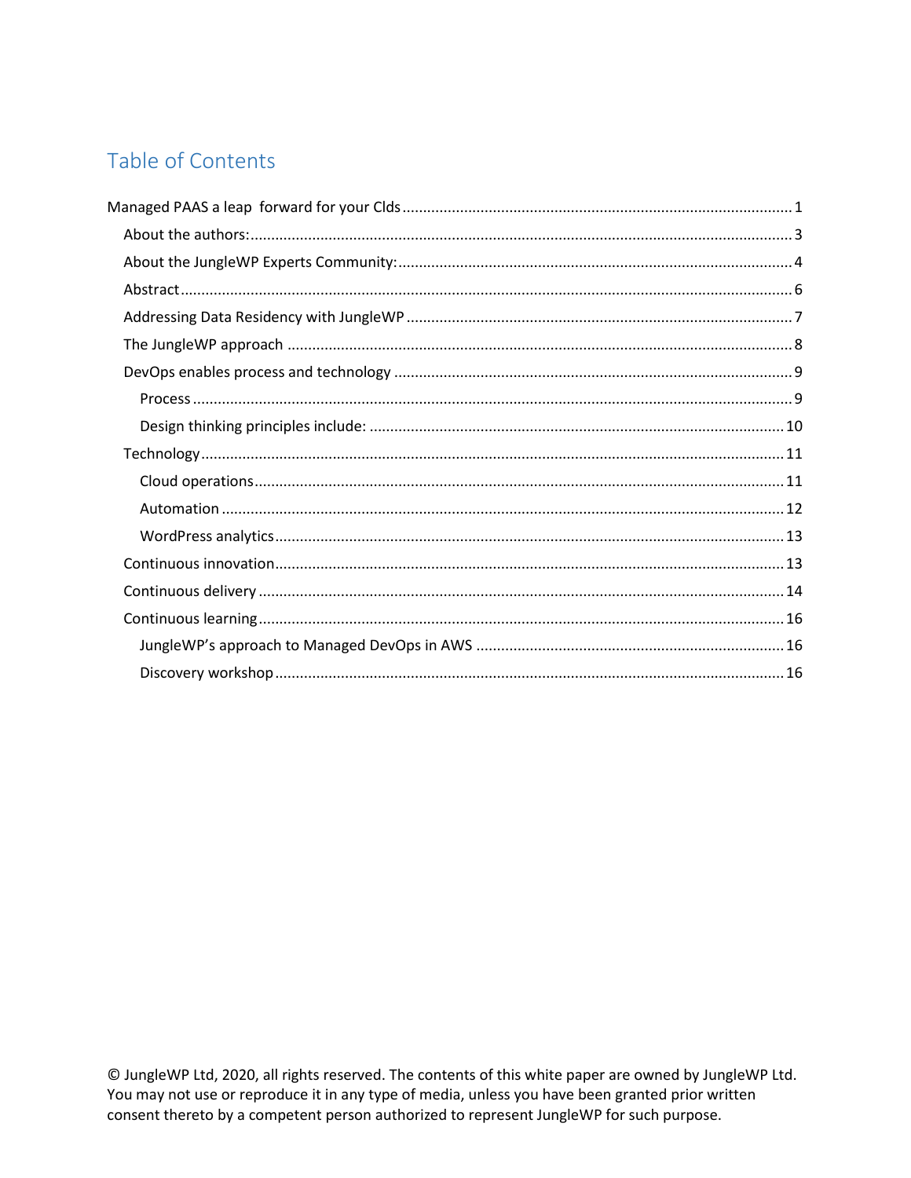# Table of Contents

Managed PAAS a leap  forward for your CIds ........ 1

- About the authors: ........ 3
- About the JungleWP Experts Community: ........ 4
- Abstract ........ 6
- Addressing Data Residency with JungleWP ........ 7
- The JungleWP approach ........ 8
- DevOps enables process and technology ........ 9
  - Process ........ 9
  - Design thinking principles include: ........ 10
- Technology ........ 11
  - Cloud operations ........ 11
  - Automation ........ 12
  - WordPress analytics ........ 13
- Continuous innovation ........ 13
- Continuous delivery ........ 14
- Continuous learning ........ 16
  - JungleWP's approach to Managed DevOps in AWS ........ 16
  - Discovery workshop ........ 16

© JungleWP Ltd, 2020, all rights reserved. The contents of this white paper are owned by JungleWP Ltd. You may not use or reproduce it in any type of media, unless you have been granted prior written consent thereto by a competent person authorized to represent JungleWP for such purpose.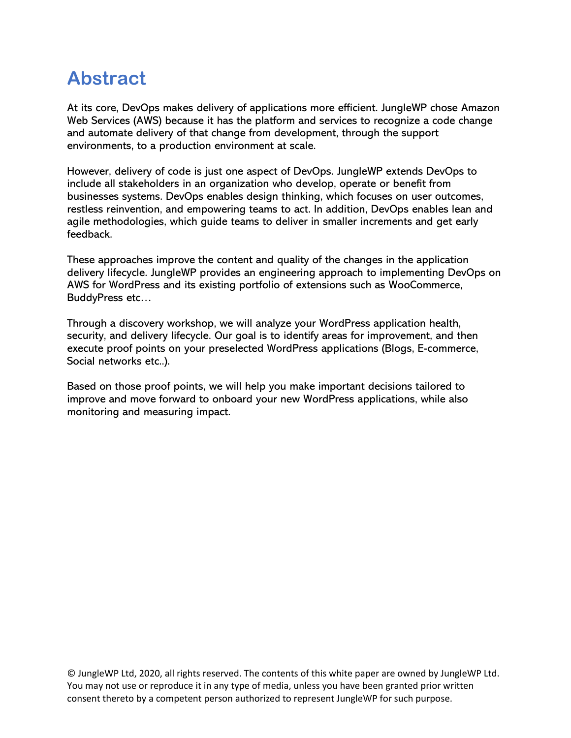# Abstract

At its core, DevOps makes delivery of applications more efficient. JungleWP chose Amazon Web Services (AWS) because it has the platform and services to recognize a code change and automate delivery of that change from development, through the support environments, to a production environment at scale.

However, delivery of code is just one aspect of DevOps. JungleWP extends DevOps to include all stakeholders in an organization who develop, operate or benefit from businesses systems. DevOps enables design thinking, which focuses on user outcomes, restless reinvention, and empowering teams to act. In addition, DevOps enables lean and agile methodologies, which guide teams to deliver in smaller increments and get early feedback.

These approaches improve the content and quality of the changes in the application delivery lifecycle. JungleWP provides an engineering approach to implementing DevOps on AWS for WordPress and its existing portfolio of extensions such as WooCommerce, BuddyPress etc…

Through a discovery workshop, we will analyze your WordPress application health, security, and delivery lifecycle. Our goal is to identify areas for improvement, and then execute proof points on your preselected WordPress applications (Blogs, E-commerce, Social networks etc..).

Based on those proof points, we will help you make important decisions tailored to improve and move forward to onboard your new WordPress applications, while also monitoring and measuring impact.

© JungleWP Ltd, 2020, all rights reserved. The contents of this white paper are owned by JungleWP Ltd. You may not use or reproduce it in any type of media, unless you have been granted prior written consent thereto by a competent person authorized to represent JungleWP for such purpose.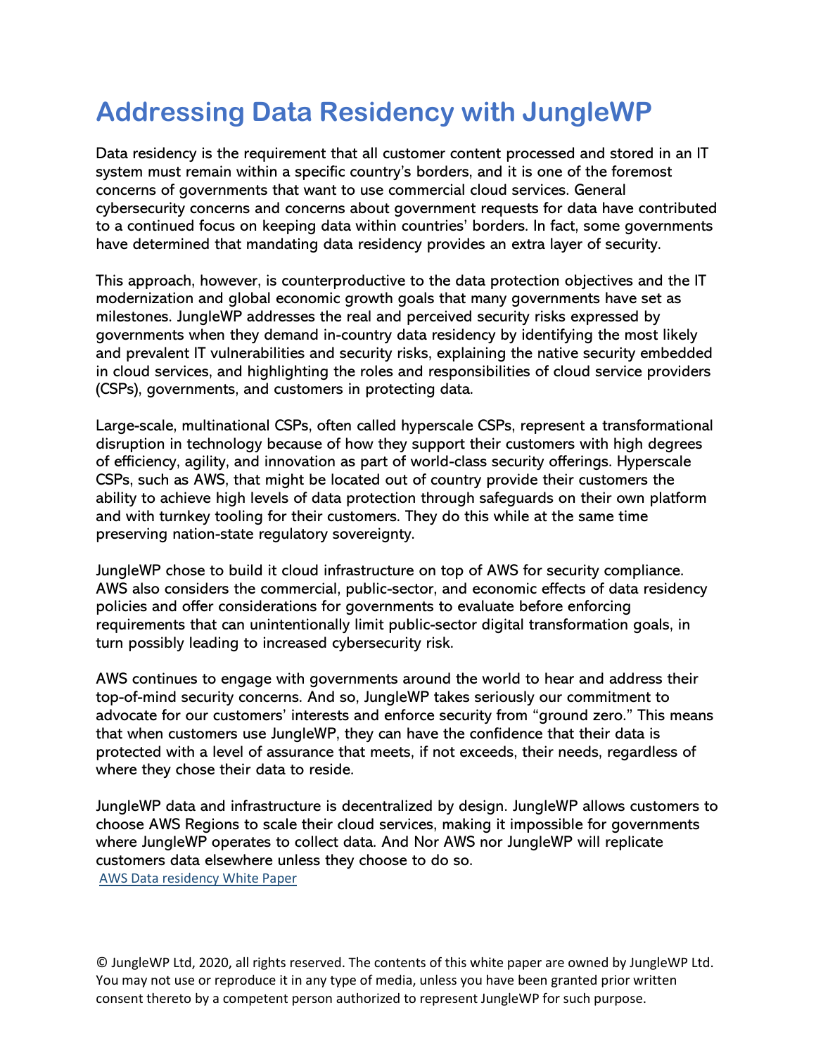# Addressing Data Residency with JungleWP

Data residency is the requirement that all customer content processed and stored in an IT system must remain within a specific country's borders, and it is one of the foremost concerns of governments that want to use commercial cloud services. General cybersecurity concerns and concerns about government requests for data have contributed to a continued focus on keeping data within countries' borders. In fact, some governments have determined that mandating data residency provides an extra layer of security.

This approach, however, is counterproductive to the data protection objectives and the IT modernization and global economic growth goals that many governments have set as milestones. JungleWP addresses the real and perceived security risks expressed by governments when they demand in-country data residency by identifying the most likely and prevalent IT vulnerabilities and security risks, explaining the native security embedded in cloud services, and highlighting the roles and responsibilities of cloud service providers (CSPs), governments, and customers in protecting data.

Large-scale, multinational CSPs, often called hyperscale CSPs, represent a transformational disruption in technology because of how they support their customers with high degrees of efficiency, agility, and innovation as part of world-class security offerings. Hyperscale CSPs, such as AWS, that might be located out of country provide their customers the ability to achieve high levels of data protection through safeguards on their own platform and with turnkey tooling for their customers. They do this while at the same time preserving nation-state regulatory sovereignty.

JungleWP chose to build it cloud infrastructure on top of AWS for security compliance. AWS also considers the commercial, public-sector, and economic effects of data residency policies and offer considerations for governments to evaluate before enforcing requirements that can unintentionally limit public-sector digital transformation goals, in turn possibly leading to increased cybersecurity risk.

AWS continues to engage with governments around the world to hear and address their top-of-mind security concerns. And so, JungleWP takes seriously our commitment to advocate for our customers' interests and enforce security from "ground zero." This means that when customers use JungleWP, they can have the confidence that their data is protected with a level of assurance that meets, if not exceeds, their needs, regardless of where they chose their data to reside.

JungleWP data and infrastructure is decentralized by design. JungleWP allows customers to choose AWS Regions to scale their cloud services, making it impossible for governments where JungleWP operates to collect data. And Nor AWS nor JungleWP will replicate customers data elsewhere unless they choose to do so.

AWS Data residency White Paper

© JungleWP Ltd, 2020, all rights reserved. The contents of this white paper are owned by JungleWP Ltd. You may not use or reproduce it in any type of media, unless you have been granted prior written consent thereto by a competent person authorized to represent JungleWP for such purpose.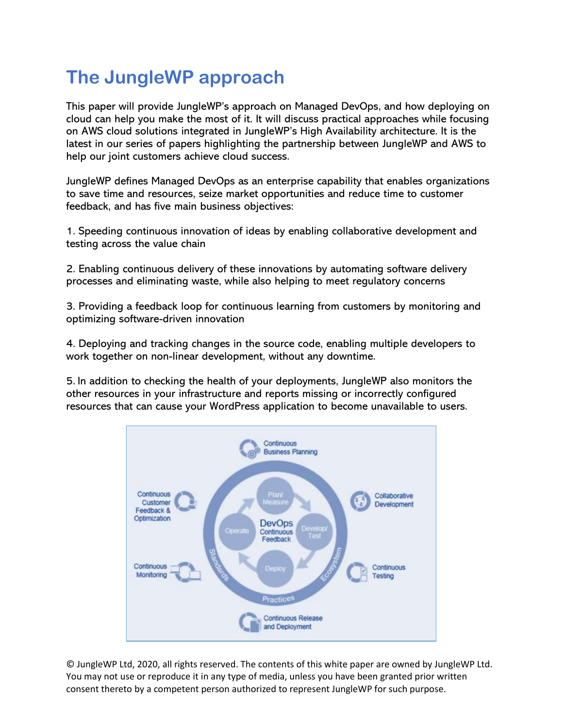# The JungleWP approach

This paper will provide JungleWP's approach on Managed DevOps, and how deploying on cloud can help you make the most of it. It will discuss practical approaches while focusing on AWS cloud solutions integrated in JungleWP's High Availability architecture. It is the latest in our series of papers highlighting the partnership between JungleWP and AWS to help our joint customers achieve cloud success.

JungleWP defines Managed DevOps as an enterprise capability that enables organizations to save time and resources, seize market opportunities and reduce time to customer feedback, and has five main business objectives:

1. Speeding continuous innovation of ideas by enabling collaborative development and testing across the value chain

2. Enabling continuous delivery of these innovations by automating software delivery processes and eliminating waste, while also helping to meet regulatory concerns

3. Providing a feedback loop for continuous learning from customers by monitoring and optimizing software-driven innovation

4. Deploying and tracking changes in the source code, enabling multiple developers to work together on non-linear development, without any downtime.

5. In addition to checking the health of your deployments, JungleWP also monitors the other resources in your infrastructure and reports missing or incorrectly configured resources that can cause your WordPress application to become unavailable to users.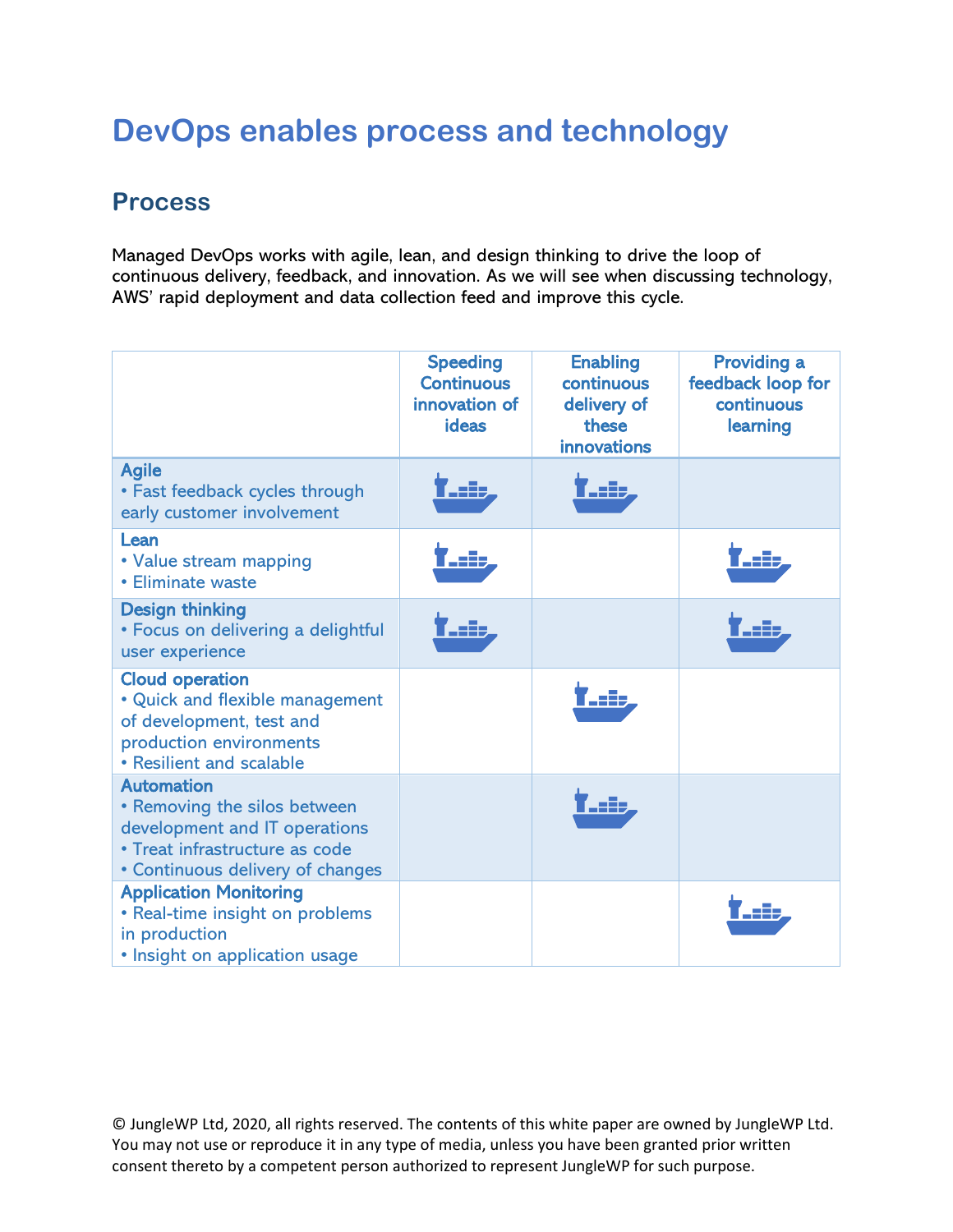# DevOps enables process and technology

## Process

Managed DevOps works with agile, lean, and design thinking to drive the loop of continuous delivery, feedback, and innovation. As we will see when discussing technology, AWS' rapid deployment and data collection feed and improve this cycle.

| | Speeding Continuous innovation of ideas | Enabling continuous delivery of these innovations | Providing a feedback loop for continuous learning |
|---|---|---|---|
| **Agile**<br>• Fast feedback cycles through early customer involvement | 🚢 | 🚢 | |
| **Lean**<br>• Value stream mapping<br>• Eliminate waste | 🚢 | | 🚢 |
| **Design thinking**<br>• Focus on delivering a delightful user experience | 🚢 | | 🚢 |
| **Cloud operation**<br>• Quick and flexible management of development, test and production environments<br>• Resilient and scalable | | 🚢 | |
| **Automation**<br>• Removing the silos between development and IT operations<br>• Treat infrastructure as code<br>• Continuous delivery of changes | | 🚢 | |
| **Application Monitoring**<br>• Real-time insight on problems in production<br>• Insight on application usage | | | 🚢 |

© JungleWP Ltd, 2020, all rights reserved. The contents of this white paper are owned by JungleWP Ltd. You may not use or reproduce it in any type of media, unless you have been granted prior written consent thereto by a competent person authorized to represent JungleWP for such purpose.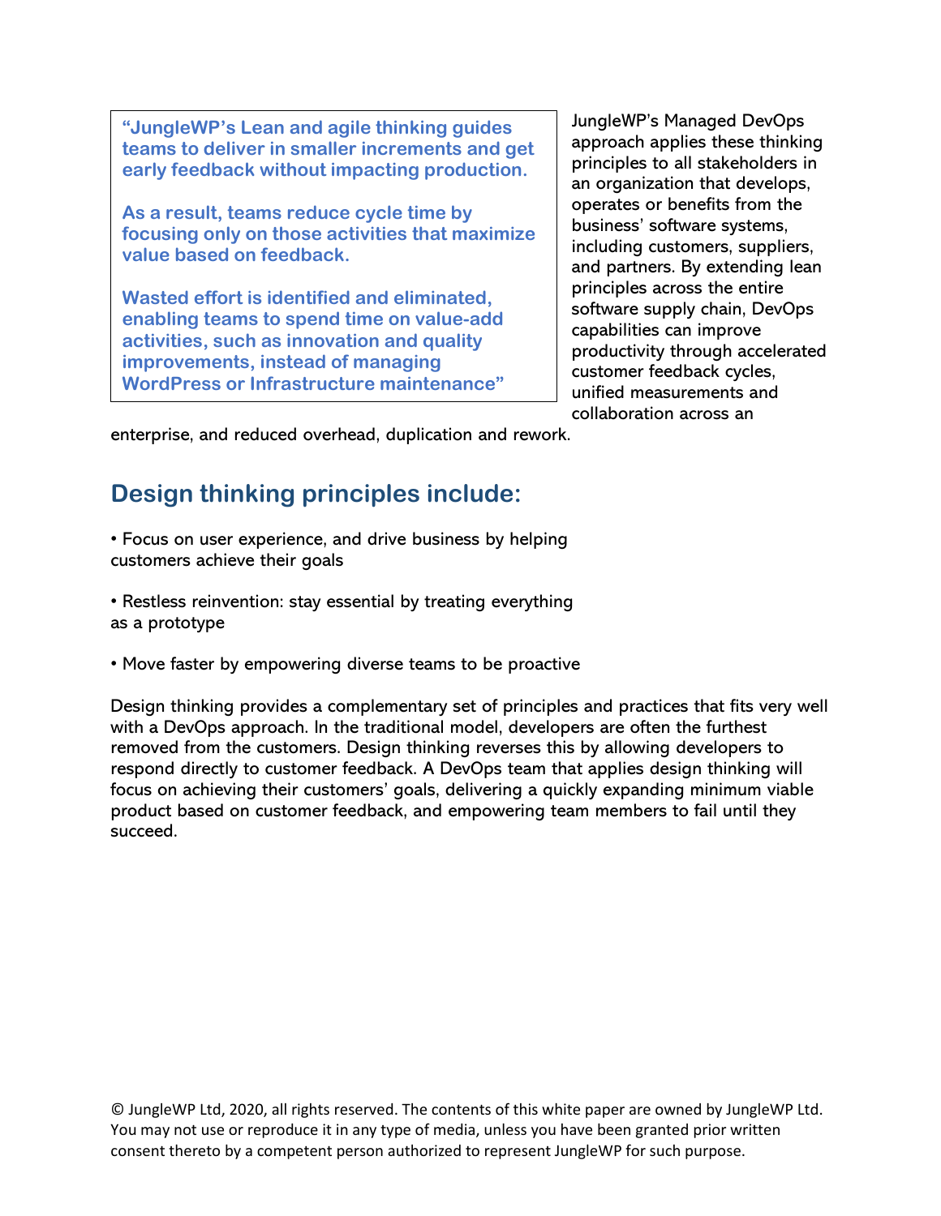> **"JungleWP's Lean and agile thinking guides teams to deliver in smaller increments and get early feedback without impacting production.**
>
> **As a result, teams reduce cycle time by focusing only on those activities that maximize value based on feedback.**
>
> **Wasted effort is identified and eliminated, enabling teams to spend time on value-add activities, such as innovation and quality improvements, instead of managing WordPress or Infrastructure maintenance"**

JungleWP's Managed DevOps approach applies these thinking principles to all stakeholders in an organization that develops, operates or benefits from the business' software systems, including customers, suppliers, and partners. By extending lean principles across the entire software supply chain, DevOps capabilities can improve productivity through accelerated customer feedback cycles, unified measurements and collaboration across an enterprise, and reduced overhead, duplication and rework.

## Design thinking principles include:

• Focus on user experience, and drive business by helping customers achieve their goals

• Restless reinvention: stay essential by treating everything as a prototype

• Move faster by empowering diverse teams to be proactive

Design thinking provides a complementary set of principles and practices that fits very well with a DevOps approach. In the traditional model, developers are often the furthest removed from the customers. Design thinking reverses this by allowing developers to respond directly to customer feedback. A DevOps team that applies design thinking will focus on achieving their customers' goals, delivering a quickly expanding minimum viable product based on customer feedback, and empowering team members to fail until they succeed.

© JungleWP Ltd, 2020, all rights reserved. The contents of this white paper are owned by JungleWP Ltd. You may not use or reproduce it in any type of media, unless you have been granted prior written consent thereto by a competent person authorized to represent JungleWP for such purpose.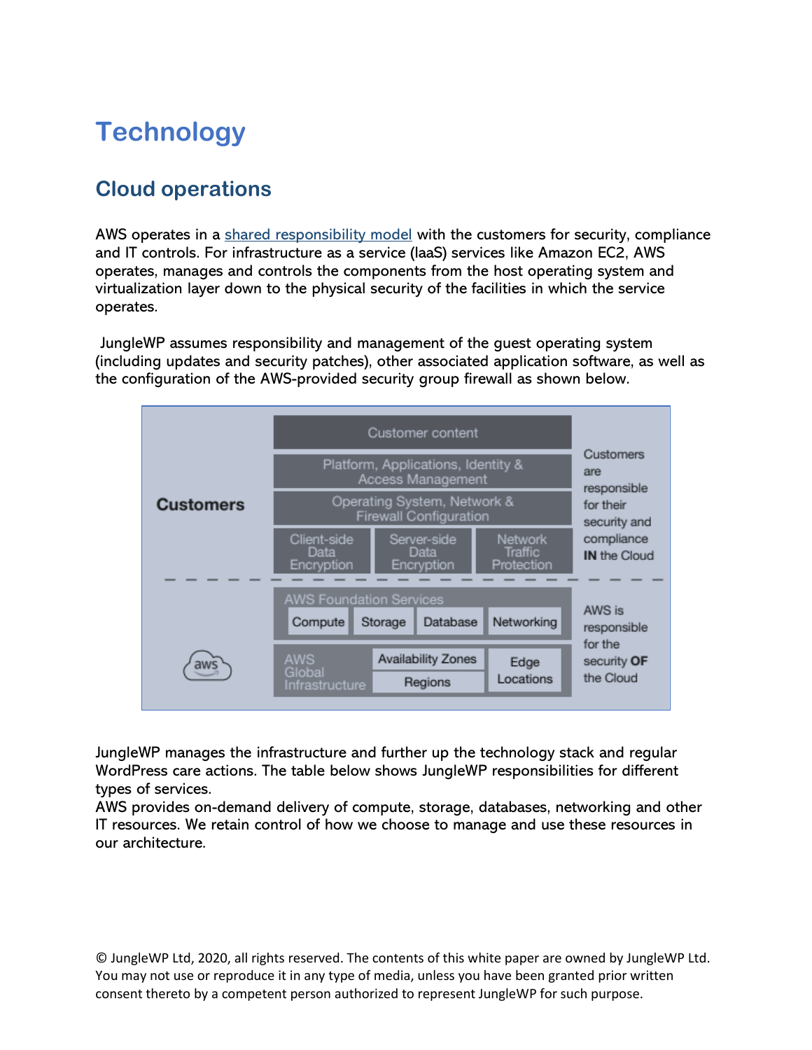# Technology

## Cloud operations

AWS operates in a shared responsibility model with the customers for security, compliance and IT controls. For infrastructure as a service (IaaS) services like Amazon EC2, AWS operates, manages and controls the components from the host operating system and virtualization layer down to the physical security of the facilities in which the service operates.

JungleWP assumes responsibility and management of the guest operating system (including updates and security patches), other associated application software, as well as the configuration of the AWS-provided security group firewall as shown below.

JungleWP manages the infrastructure and further up the technology stack and regular WordPress care actions. The table below shows JungleWP responsibilities for different types of services.
AWS provides on-demand delivery of compute, storage, databases, networking and other IT resources. We retain control of how we choose to manage and use these resources in our architecture.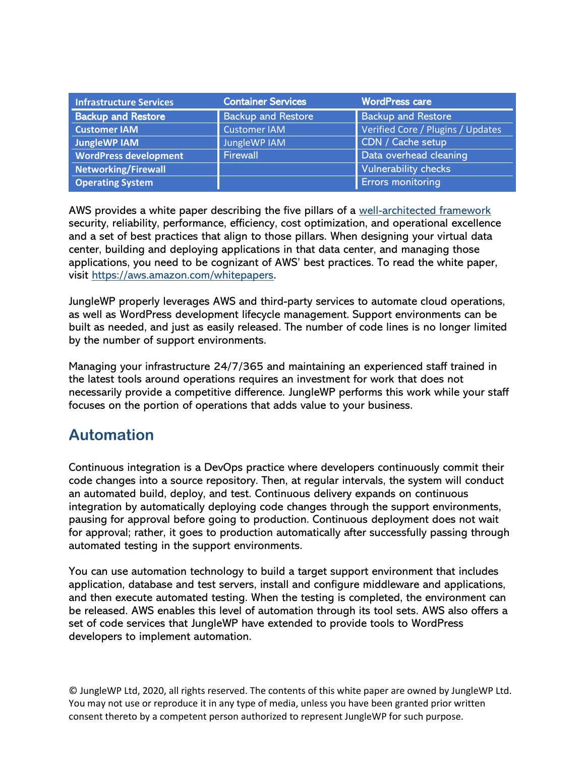| Infrastructure Services | Container Services | WordPress care |
|---|---|---|
| **Backup and Restore** | Backup and Restore | Backup and Restore |
| **Customer IAM** | Customer IAM | Verified Core / Plugins / Updates |
| **JungleWP IAM** | JungleWP IAM | CDN / Cache setup |
| **WordPress development** | Firewall | Data overhead cleaning |
| **Networking/Firewall** | | Vulnerability checks |
| **Operating System** | | Errors monitoring |

AWS provides a white paper describing the five pillars of a [well-architected framework](https://aws.amazon.com/whitepapers) security, reliability, performance, efficiency, cost optimization, and operational excellence and a set of best practices that align to those pillars. When designing your virtual data center, building and deploying applications in that data center, and managing those applications, you need to be cognizant of AWS' best practices. To read the white paper, visit [https://aws.amazon.com/whitepapers](https://aws.amazon.com/whitepapers).

JungleWP properly leverages AWS and third-party services to automate cloud operations, as well as WordPress development lifecycle management. Support environments can be built as needed, and just as easily released. The number of code lines is no longer limited by the number of support environments.

Managing your infrastructure 24/7/365 and maintaining an experienced staff trained in the latest tools around operations requires an investment for work that does not necessarily provide a competitive difference. JungleWP performs this work while your staff focuses on the portion of operations that adds value to your business.

## Automation

Continuous integration is a DevOps practice where developers continuously commit their code changes into a source repository. Then, at regular intervals, the system will conduct an automated build, deploy, and test. Continuous delivery expands on continuous integration by automatically deploying code changes through the support environments, pausing for approval before going to production. Continuous deployment does not wait for approval; rather, it goes to production automatically after successfully passing through automated testing in the support environments.

You can use automation technology to build a target support environment that includes application, database and test servers, install and configure middleware and applications, and then execute automated testing. When the testing is completed, the environment can be released. AWS enables this level of automation through its tool sets. AWS also offers a set of code services that JungleWP have extended to provide tools to WordPress developers to implement automation.

© JungleWP Ltd, 2020, all rights reserved. The contents of this white paper are owned by JungleWP Ltd. You may not use or reproduce it in any type of media, unless you have been granted prior written consent thereto by a competent person authorized to represent JungleWP for such purpose.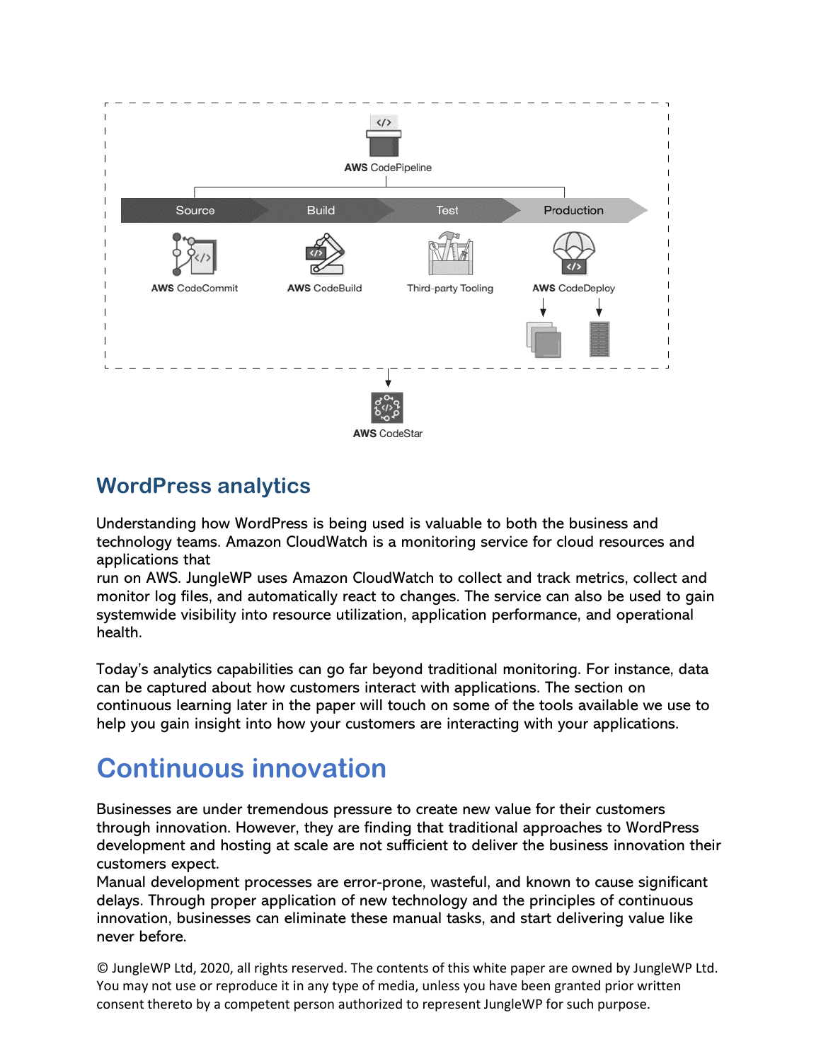AWS CodePipeline

Source | Build | Test | Production

AWS CodeCommit | AWS CodeBuild | Third-party Tooling | AWS CodeDeploy

AWS CodeStar

## WordPress analytics

Understanding how WordPress is being used is valuable to both the business and technology teams. Amazon CloudWatch is a monitoring service for cloud resources and applications that
run on AWS. JungleWP uses Amazon CloudWatch to collect and track metrics, collect and monitor log files, and automatically react to changes. The service can also be used to gain systemwide visibility into resource utilization, application performance, and operational health.

Today's analytics capabilities can go far beyond traditional monitoring. For instance, data can be captured about how customers interact with applications. The section on continuous learning later in the paper will touch on some of the tools available we use to help you gain insight into how your customers are interacting with your applications.

# Continuous innovation

Businesses are under tremendous pressure to create new value for their customers through innovation. However, they are finding that traditional approaches to WordPress development and hosting at scale are not sufficient to deliver the business innovation their customers expect.
Manual development processes are error-prone, wasteful, and known to cause significant delays. Through proper application of new technology and the principles of continuous innovation, businesses can eliminate these manual tasks, and start delivering value like never before.

© JungleWP Ltd, 2020, all rights reserved. The contents of this white paper are owned by JungleWP Ltd. You may not use or reproduce it in any type of media, unless you have been granted prior written consent thereto by a competent person authorized to represent JungleWP for such purpose.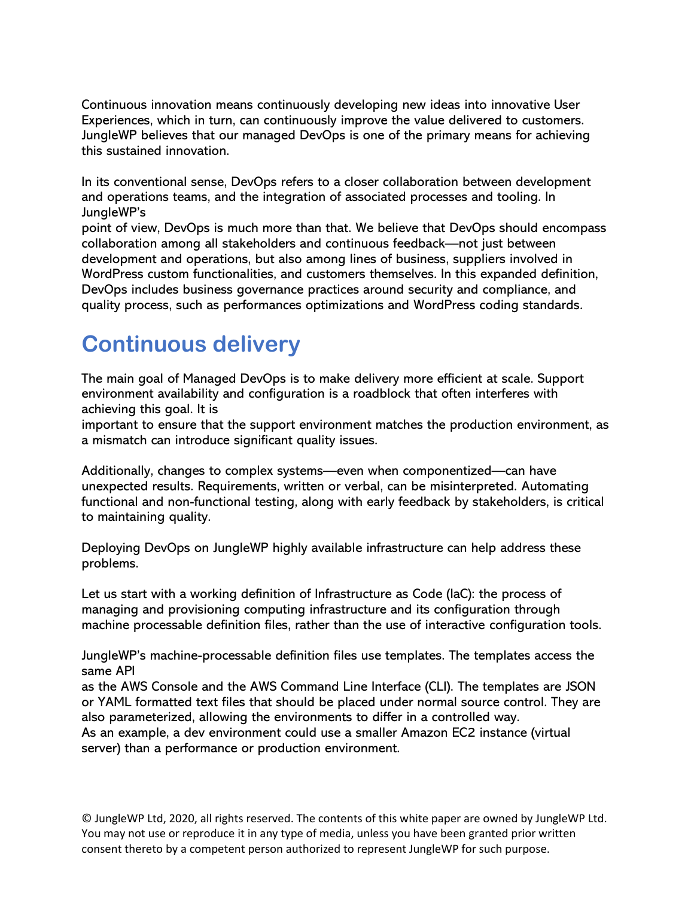Continuous innovation means continuously developing new ideas into innovative User Experiences, which in turn, can continuously improve the value delivered to customers. JungleWP believes that our managed DevOps is one of the primary means for achieving this sustained innovation.

In its conventional sense, DevOps refers to a closer collaboration between development and operations teams, and the integration of associated processes and tooling. In JungleWP's point of view, DevOps is much more than that. We believe that DevOps should encompass collaboration among all stakeholders and continuous feedback—not just between development and operations, but also among lines of business, suppliers involved in WordPress custom functionalities, and customers themselves. In this expanded definition, DevOps includes business governance practices around security and compliance, and quality process, such as performances optimizations and WordPress coding standards.

## Continuous delivery

The main goal of Managed DevOps is to make delivery more efficient at scale. Support environment availability and configuration is a roadblock that often interferes with achieving this goal. It is important to ensure that the support environment matches the production environment, as a mismatch can introduce significant quality issues.

Additionally, changes to complex systems—even when componentized—can have unexpected results. Requirements, written or verbal, can be misinterpreted. Automating functional and non-functional testing, along with early feedback by stakeholders, is critical to maintaining quality.

Deploying DevOps on JungleWP highly available infrastructure can help address these problems.

Let us start with a working definition of Infrastructure as Code (IaC): the process of managing and provisioning computing infrastructure and its configuration through machine processable definition files, rather than the use of interactive configuration tools.

JungleWP's machine-processable definition files use templates. The templates access the same API as the AWS Console and the AWS Command Line Interface (CLI). The templates are JSON or YAML formatted text files that should be placed under normal source control. They are also parameterized, allowing the environments to differ in a controlled way.
As an example, a dev environment could use a smaller Amazon EC2 instance (virtual server) than a performance or production environment.

© JungleWP Ltd, 2020, all rights reserved. The contents of this white paper are owned by JungleWP Ltd. You may not use or reproduce it in any type of media, unless you have been granted prior written consent thereto by a competent person authorized to represent JungleWP for such purpose.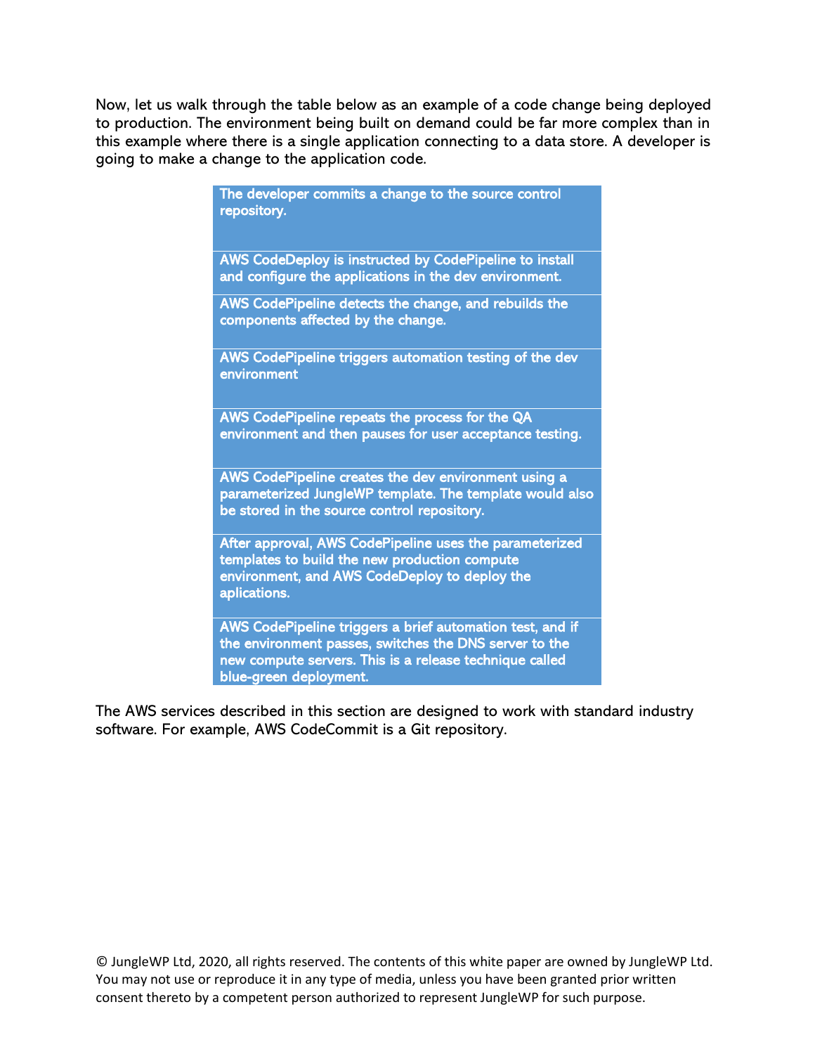Now, let us walk through the table below as an example of a code change being deployed to production. The environment being built on demand could be far more complex than in this example where there is a single application connecting to a data store. A developer is going to make a change to the application code.

| The developer commits a change to the source control repository. |
|---|
| AWS CodeDeploy is instructed by CodePipeline to install and configure the applications in the dev environment. |
| AWS CodePipeline detects the change, and rebuilds the components affected by the change. |
| AWS CodePipeline triggers automation testing of the dev environment |
| AWS CodePipeline repeats the process for the QA environment and then pauses for user acceptance testing. |
| AWS CodePipeline creates the dev environment using a parameterized JungleWP template. The template would also be stored in the source control repository. |
| After approval, AWS CodePipeline uses the parameterized templates to build the new production compute environment, and AWS CodeDeploy to deploy the aplications. |
| AWS CodePipeline triggers a brief automation test, and if the environment passes, switches the DNS server to the new compute servers. This is a release technique called blue-green deployment. |

The AWS services described in this section are designed to work with standard industry software. For example, AWS CodeCommit is a Git repository.

© JungleWP Ltd, 2020, all rights reserved. The contents of this white paper are owned by JungleWP Ltd. You may not use or reproduce it in any type of media, unless you have been granted prior written consent thereto by a competent person authorized to represent JungleWP for such purpose.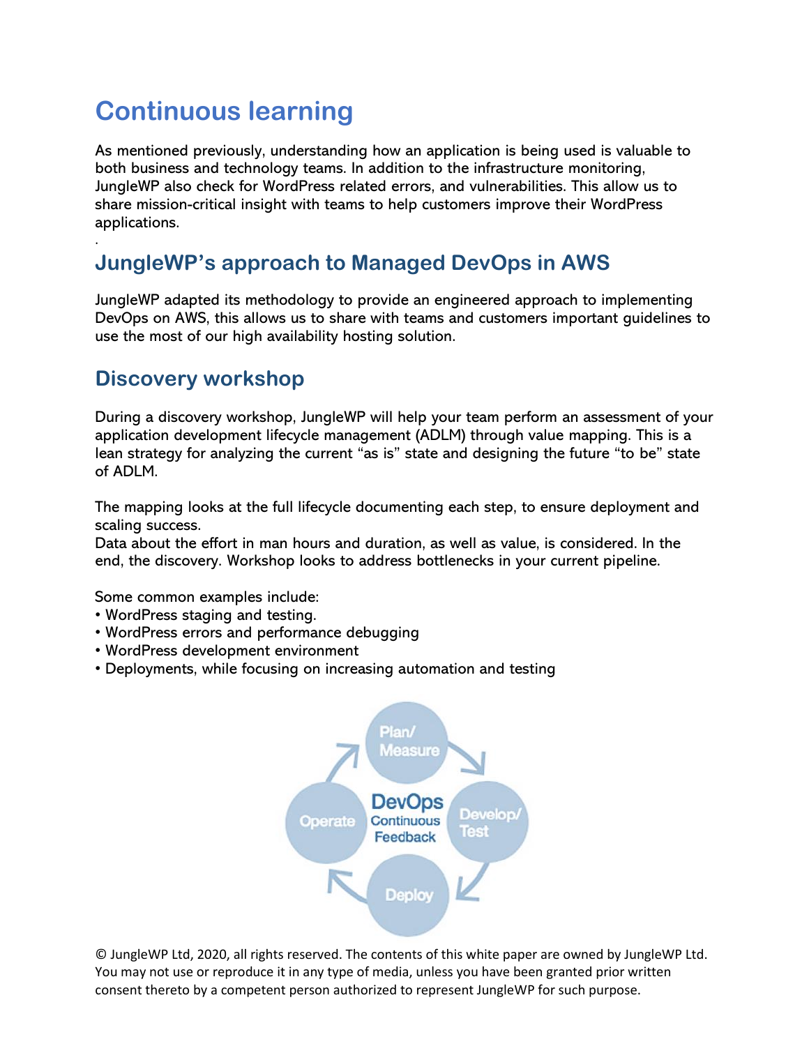# Continuous learning

As mentioned previously, understanding how an application is being used is valuable to both business and technology teams. In addition to the infrastructure monitoring, JungleWP also check for WordPress related errors, and vulnerabilities. This allow us to share mission-critical insight with teams to help customers improve their WordPress applications.

.

## JungleWP's approach to Managed DevOps in AWS

JungleWP adapted its methodology to provide an engineered approach to implementing DevOps on AWS, this allows us to share with teams and customers important guidelines to use the most of our high availability hosting solution.

## Discovery workshop

During a discovery workshop, JungleWP will help your team perform an assessment of your application development lifecycle management (ADLM) through value mapping. This is a lean strategy for analyzing the current "as is" state and designing the future "to be" state of ADLM.

The mapping looks at the full lifecycle documenting each step, to ensure deployment and scaling success.
Data about the effort in man hours and duration, as well as value, is considered. In the end, the discovery. Workshop looks to address bottlenecks in your current pipeline.

Some common examples include:
- WordPress staging and testing.
- WordPress errors and performance debugging
- WordPress development environment
- Deployments, while focusing on increasing automation and testing

Plan/ Measure → Develop/ Test → Deploy → Operate — DevOps Continuous Feedback

© JungleWP Ltd, 2020, all rights reserved. The contents of this white paper are owned by JungleWP Ltd. You may not use or reproduce it in any type of media, unless you have been granted prior written consent thereto by a competent person authorized to represent JungleWP for such purpose.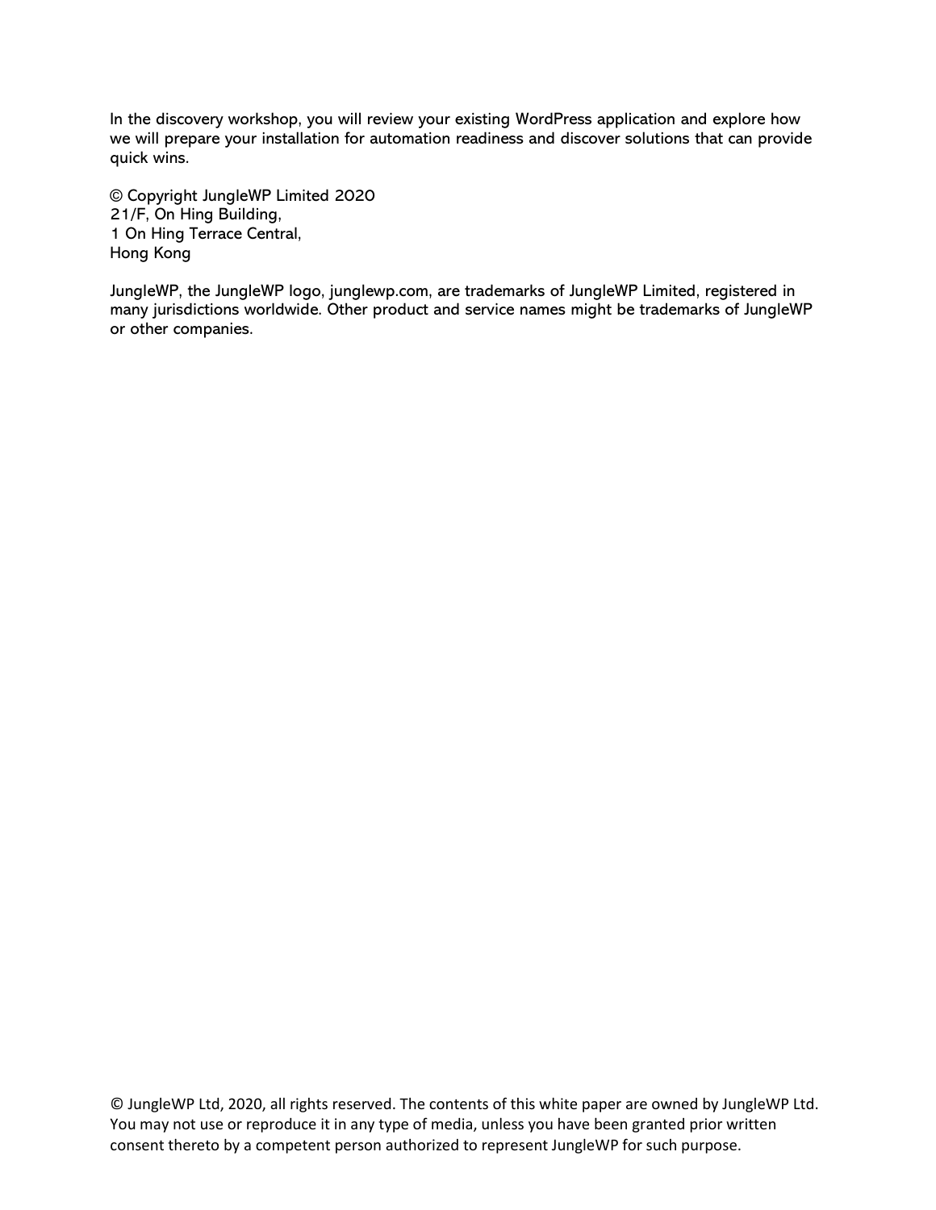In the discovery workshop, you will review your existing WordPress application and explore how we will prepare your installation for automation readiness and discover solutions that can provide quick wins.

© Copyright JungleWP Limited 2020
21/F, On Hing Building,
1 On Hing Terrace Central,
Hong Kong

JungleWP, the JungleWP logo, junglewp.com, are trademarks of JungleWP Limited, registered in many jurisdictions worldwide. Other product and service names might be trademarks of JungleWP or other companies.

© JungleWP Ltd, 2020, all rights reserved. The contents of this white paper are owned by JungleWP Ltd. You may not use or reproduce it in any type of media, unless you have been granted prior written consent thereto by a competent person authorized to represent JungleWP for such purpose.